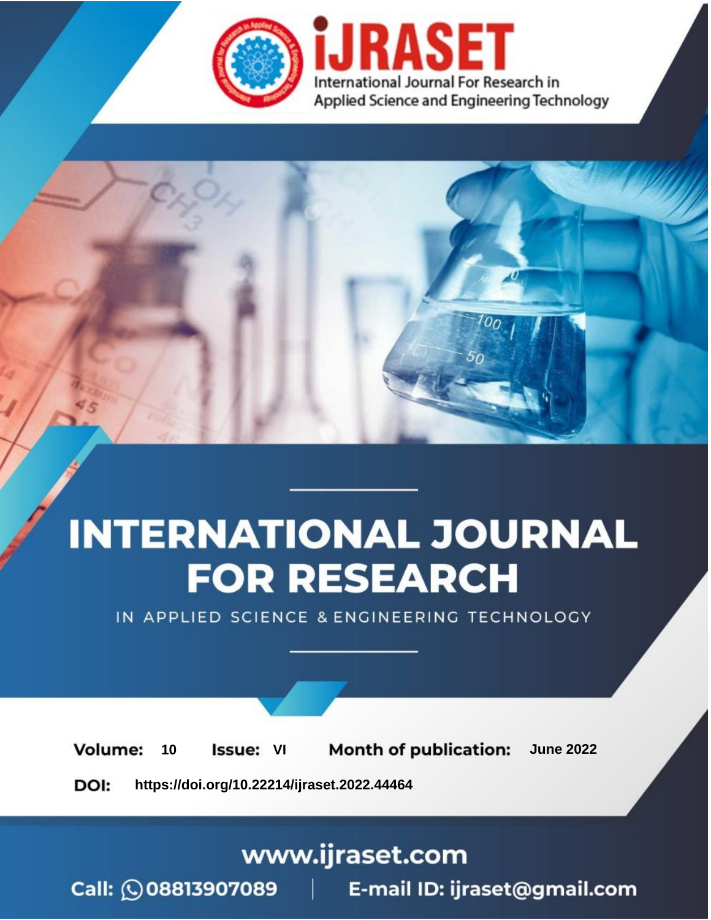# iJRASET

International Journal For Research in Applied Science and Engineering Technology

# INTERNATIONAL JOURNAL FOR RESEARCH

IN APPLIED SCIENCE & ENGINEERING TECHNOLOGY

**Volume:** 10 **Issue:** VI **Month of publication:** June 2022

**DOI:** https://doi.org/10.22214/ijraset.2022.44464

www.ijraset.com

Call: 08813907089 | E-mail ID: ijraset@gmail.com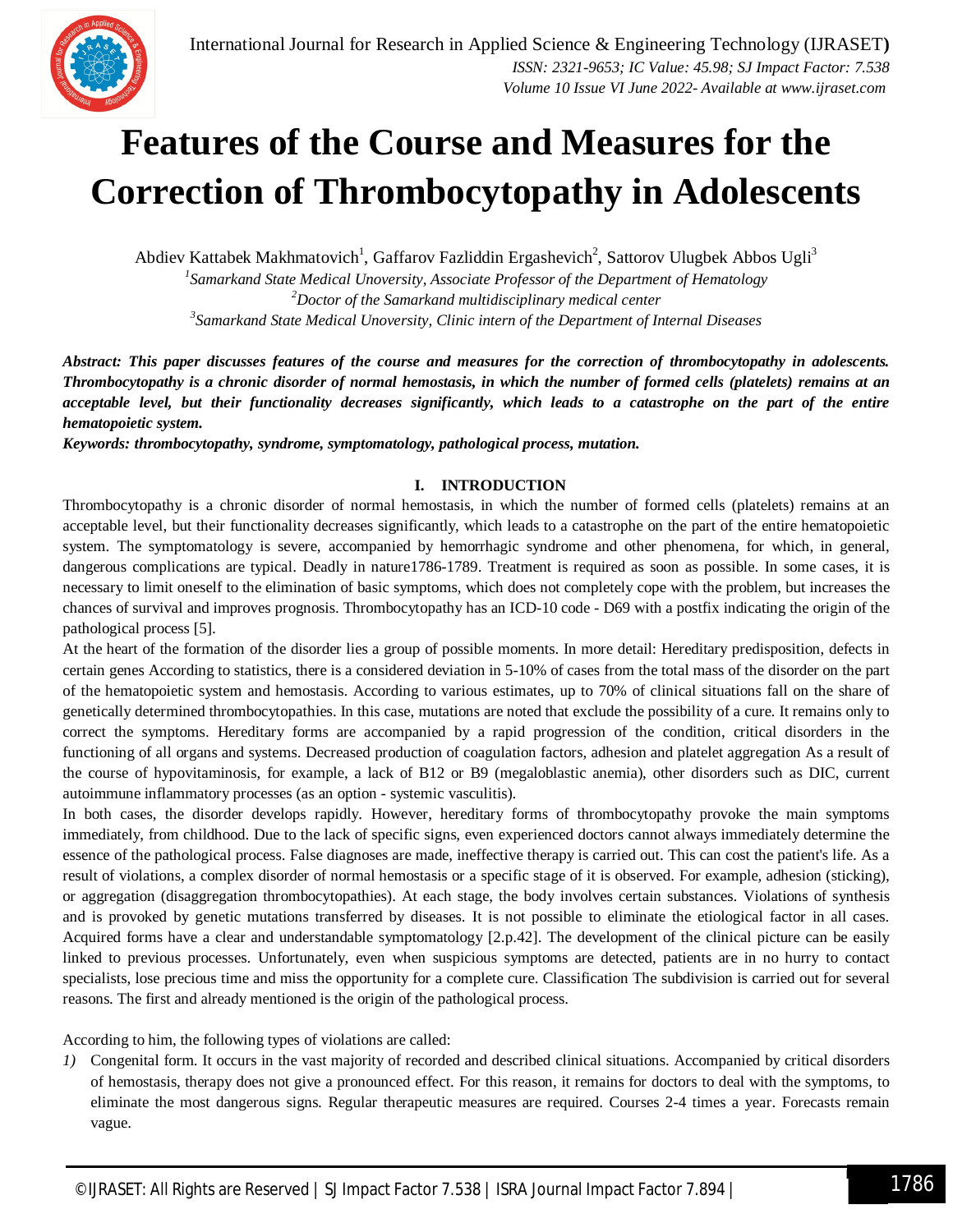# Features of the Course and Measures for the Correction of Thrombocytopathy in Adolescents

Abdiev Kattabek Makhmatovich[1], Gaffarov Fazliddin Ergashevich[2], Sattorov Ulugbek Abbos Ugli[3]

*[1]Samarkand State Medical Unoversity, Associate Professor of the Department of Hematology*
*[2]Doctor of the Samarkand multidisciplinary medical center*
*[3]Samarkand State Medical Unoversity, Clinic intern of the Department of Internal Diseases*

***Abstract: This paper discusses features of the course and measures for the correction of thrombocytopathy in adolescents. Thrombocytopathy is a chronic disorder of normal hemostasis, in which the number of formed cells (platelets) remains at an acceptable level, but their functionality decreases significantly, which leads to a catastrophe on the part of the entire hematopoietic system.***

***Keywords: thrombocytopathy, syndrome, symptomatology, pathological process, mutation.***

## I. INTRODUCTION

Thrombocytopathy is a chronic disorder of normal hemostasis, in which the number of formed cells (platelets) remains at an acceptable level, but their functionality decreases significantly, which leads to a catastrophe on the part of the entire hematopoietic system. The symptomatology is severe, accompanied by hemorrhagic syndrome and other phenomena, for which, in general, dangerous complications are typical. Deadly in nature1786-1789. Treatment is required as soon as possible. In some cases, it is necessary to limit oneself to the elimination of basic symptoms, which does not completely cope with the problem, but increases the chances of survival and improves prognosis. Thrombocytopathy has an ICD-10 code - D69 with a postfix indicating the origin of the pathological process [5].

At the heart of the formation of the disorder lies a group of possible moments. In more detail: Hereditary predisposition, defects in certain genes According to statistics, there is a considered deviation in 5-10% of cases from the total mass of the disorder on the part of the hematopoietic system and hemostasis. According to various estimates, up to 70% of clinical situations fall on the share of genetically determined thrombocytopathies. In this case, mutations are noted that exclude the possibility of a cure. It remains only to correct the symptoms. Hereditary forms are accompanied by a rapid progression of the condition, critical disorders in the functioning of all organs and systems. Decreased production of coagulation factors, adhesion and platelet aggregation As a result of the course of hypovitaminosis, for example, a lack of B12 or B9 (megaloblastic anemia), other disorders such as DIC, current autoimmune inflammatory processes (as an option - systemic vasculitis).

In both cases, the disorder develops rapidly. However, hereditary forms of thrombocytopathy provoke the main symptoms immediately, from childhood. Due to the lack of specific signs, even experienced doctors cannot always immediately determine the essence of the pathological process. False diagnoses are made, ineffective therapy is carried out. This can cost the patient's life. As a result of violations, a complex disorder of normal hemostasis or a specific stage of it is observed. For example, adhesion (sticking), or aggregation (disaggregation thrombocytopathies). At each stage, the body involves certain substances. Violations of synthesis and is provoked by genetic mutations transferred by diseases. It is not possible to eliminate the etiological factor in all cases. Acquired forms have a clear and understandable symptomatology [2.p.42]. The development of the clinical picture can be easily linked to previous processes. Unfortunately, even when suspicious symptoms are detected, patients are in no hurry to contact specialists, lose precious time and miss the opportunity for a complete cure. Classification The subdivision is carried out for several reasons. The first and already mentioned is the origin of the pathological process.

According to him, the following types of violations are called:

1) Congenital form. It occurs in the vast majority of recorded and described clinical situations. Accompanied by critical disorders of hemostasis, therapy does not give a pronounced effect. For this reason, it remains for doctors to deal with the symptoms, to eliminate the most dangerous signs. Regular therapeutic measures are required. Courses 2-4 times a year. Forecasts remain vague.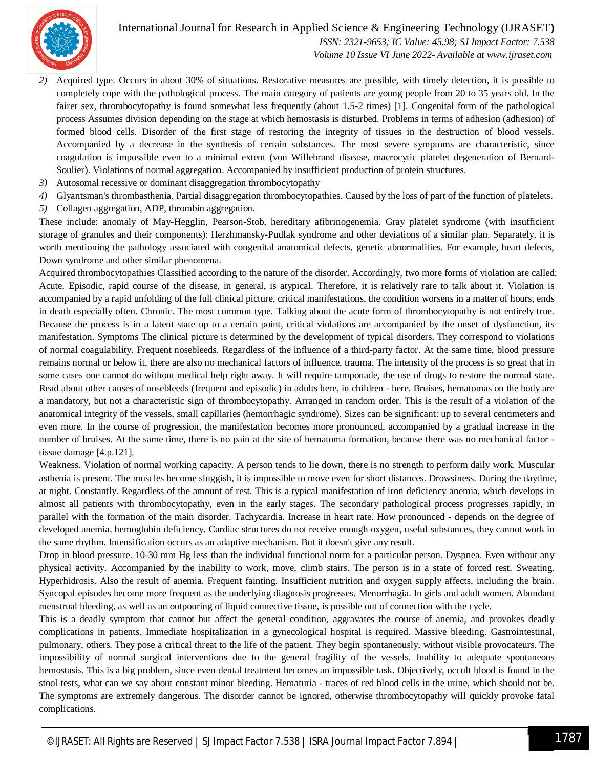2) Acquired type. Occurs in about 30% of situations. Restorative measures are possible, with timely detection, it is possible to completely cope with the pathological process. The main category of patients are young people from 20 to 35 years old. In the fairer sex, thrombocytopathy is found somewhat less frequently (about 1.5-2 times) [1]. Congenital form of the pathological process Assumes division depending on the stage at which hemostasis is disturbed. Problems in terms of adhesion (adhesion) of formed blood cells. Disorder of the first stage of restoring the integrity of tissues in the destruction of blood vessels. Accompanied by a decrease in the synthesis of certain substances. The most severe symptoms are characteristic, since coagulation is impossible even to a minimal extent (von Willebrand disease, macrocytic platelet degeneration of Bernard-Soulier). Violations of normal aggregation. Accompanied by insufficient production of protein structures.
3) Autosomal recessive or dominant disaggregation thrombocytopathy
4) Glyantsman's thrombasthenia. Partial disaggregation thrombocytopathies. Caused by the loss of part of the function of platelets.
5) Collagen aggregation, ADP, thrombin aggregation.

These include: anomaly of May-Hegglin, Pearson-Stob, hereditary afibrinogenemia. Gray platelet syndrome (with insufficient storage of granules and their components): Herzhmansky-Pudlak syndrome and other deviations of a similar plan. Separately, it is worth mentioning the pathology associated with congenital anatomical defects, genetic abnormalities. For example, heart defects, Down syndrome and other similar phenomena.

Acquired thrombocytopathies Classified according to the nature of the disorder. Accordingly, two more forms of violation are called: Acute. Episodic, rapid course of the disease, in general, is atypical. Therefore, it is relatively rare to talk about it. Violation is accompanied by a rapid unfolding of the full clinical picture, critical manifestations, the condition worsens in a matter of hours, ends in death especially often. Chronic. The most common type. Talking about the acute form of thrombocytopathy is not entirely true. Because the process is in a latent state up to a certain point, critical violations are accompanied by the onset of dysfunction, its manifestation. Symptoms The clinical picture is determined by the development of typical disorders. They correspond to violations of normal coagulability. Frequent nosebleeds. Regardless of the influence of a third-party factor. At the same time, blood pressure remains normal or below it, there are also no mechanical factors of influence, trauma. The intensity of the process is so great that in some cases one cannot do without medical help right away. It will require tamponade, the use of drugs to restore the normal state. Read about other causes of nosebleeds (frequent and episodic) in adults here, in children - here. Bruises, hematomas on the body are a mandatory, but not a characteristic sign of thrombocytopathy. Arranged in random order. This is the result of a violation of the anatomical integrity of the vessels, small capillaries (hemorrhagic syndrome). Sizes can be significant: up to several centimeters and even more. In the course of progression, the manifestation becomes more pronounced, accompanied by a gradual increase in the number of bruises. At the same time, there is no pain at the site of hematoma formation, because there was no mechanical factor - tissue damage [4.p.121].

Weakness. Violation of normal working capacity. A person tends to lie down, there is no strength to perform daily work. Muscular asthenia is present. The muscles become sluggish, it is impossible to move even for short distances. Drowsiness. During the daytime, at night. Constantly. Regardless of the amount of rest. This is a typical manifestation of iron deficiency anemia, which develops in almost all patients with thrombocytopathy, even in the early stages. The secondary pathological process progresses rapidly, in parallel with the formation of the main disorder. Tachycardia. Increase in heart rate. How pronounced - depends on the degree of developed anemia, hemoglobin deficiency. Cardiac structures do not receive enough oxygen, useful substances, they cannot work in the same rhythm. Intensification occurs as an adaptive mechanism. But it doesn't give any result.

Drop in blood pressure. 10-30 mm Hg less than the individual functional norm for a particular person. Dyspnea. Even without any physical activity. Accompanied by the inability to work, move, climb stairs. The person is in a state of forced rest. Sweating. Hyperhidrosis. Also the result of anemia. Frequent fainting. Insufficient nutrition and oxygen supply affects, including the brain. Syncopal episodes become more frequent as the underlying diagnosis progresses. Menorrhagia. In girls and adult women. Abundant menstrual bleeding, as well as an outpouring of liquid connective tissue, is possible out of connection with the cycle.

This is a deadly symptom that cannot but affect the general condition, aggravates the course of anemia, and provokes deadly complications in patients. Immediate hospitalization in a gynecological hospital is required. Massive bleeding. Gastrointestinal, pulmonary, others. They pose a critical threat to the life of the patient. They begin spontaneously, without visible provocateurs. The impossibility of normal surgical interventions due to the general fragility of the vessels. Inability to adequate spontaneous hemostasis. This is a big problem, since even dental treatment becomes an impossible task. Objectively, occult blood is found in the stool tests, what can we say about constant minor bleeding. Hematuria - traces of red blood cells in the urine, which should not be. The symptoms are extremely dangerous. The disorder cannot be ignored, otherwise thrombocytopathy will quickly provoke fatal complications.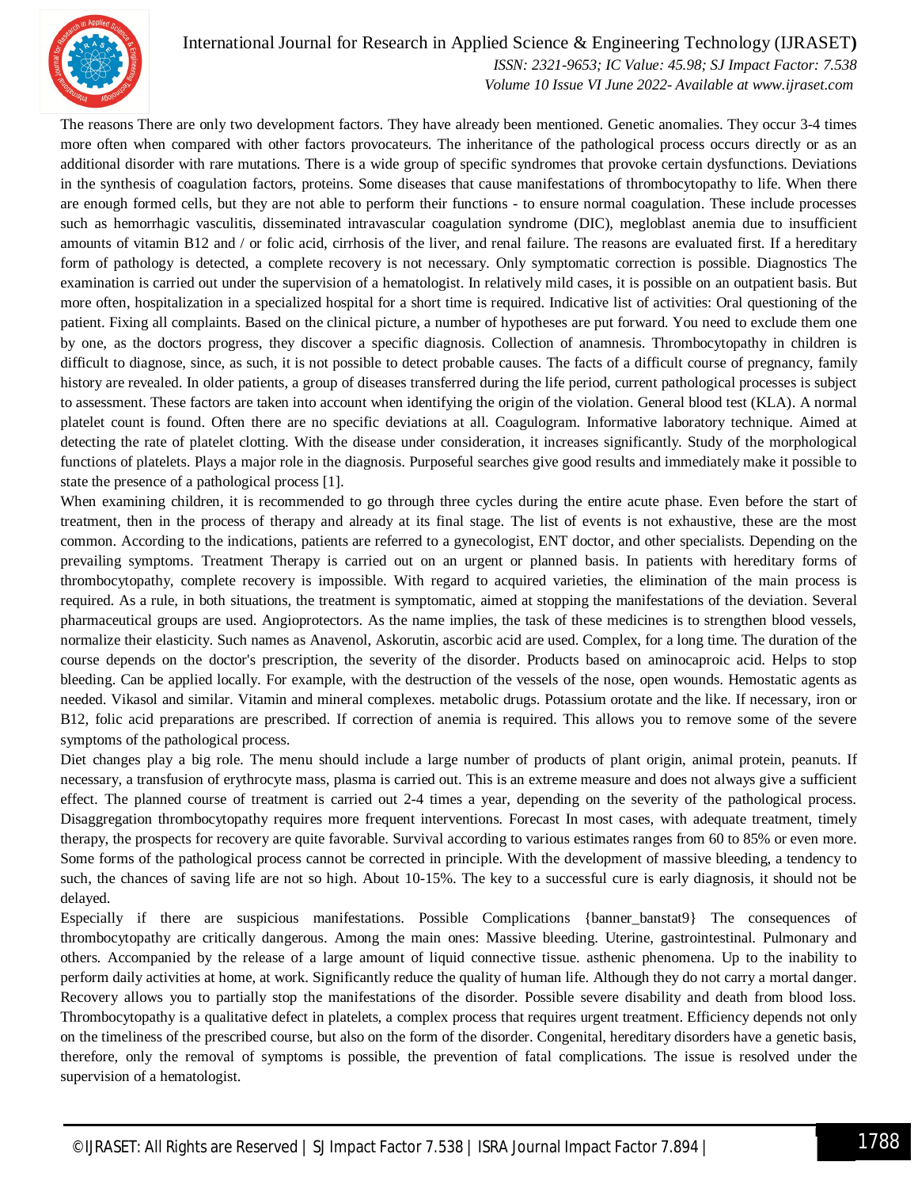The reasons There are only two development factors. They have already been mentioned. Genetic anomalies. They occur 3-4 times more often when compared with other factors provocateurs. The inheritance of the pathological process occurs directly or as an additional disorder with rare mutations. There is a wide group of specific syndromes that provoke certain dysfunctions. Deviations in the synthesis of coagulation factors, proteins. Some diseases that cause manifestations of thrombocytopathy to life. When there are enough formed cells, but they are not able to perform their functions - to ensure normal coagulation. These include processes such as hemorrhagic vasculitis, disseminated intravascular coagulation syndrome (DIC), megloblast anemia due to insufficient amounts of vitamin B12 and / or folic acid, cirrhosis of the liver, and renal failure. The reasons are evaluated first. If a hereditary form of pathology is detected, a complete recovery is not necessary. Only symptomatic correction is possible. Diagnostics The examination is carried out under the supervision of a hematologist. In relatively mild cases, it is possible on an outpatient basis. But more often, hospitalization in a specialized hospital for a short time is required. Indicative list of activities: Oral questioning of the patient. Fixing all complaints. Based on the clinical picture, a number of hypotheses are put forward. You need to exclude them one by one, as the doctors progress, they discover a specific diagnosis. Collection of anamnesis. Thrombocytopathy in children is difficult to diagnose, since, as such, it is not possible to detect probable causes. The facts of a difficult course of pregnancy, family history are revealed. In older patients, a group of diseases transferred during the life period, current pathological processes is subject to assessment. These factors are taken into account when identifying the origin of the violation. General blood test (KLA). A normal platelet count is found. Often there are no specific deviations at all. Coagulogram. Informative laboratory technique. Aimed at detecting the rate of platelet clotting. With the disease under consideration, it increases significantly. Study of the morphological functions of platelets. Plays a major role in the diagnosis. Purposeful searches give good results and immediately make it possible to state the presence of a pathological process [1].

When examining children, it is recommended to go through three cycles during the entire acute phase. Even before the start of treatment, then in the process of therapy and already at its final stage. The list of events is not exhaustive, these are the most common. According to the indications, patients are referred to a gynecologist, ENT doctor, and other specialists. Depending on the prevailing symptoms. Treatment Therapy is carried out on an urgent or planned basis. In patients with hereditary forms of thrombocytopathy, complete recovery is impossible. With regard to acquired varieties, the elimination of the main process is required. As a rule, in both situations, the treatment is symptomatic, aimed at stopping the manifestations of the deviation. Several pharmaceutical groups are used. Angioprotectors. As the name implies, the task of these medicines is to strengthen blood vessels, normalize their elasticity. Such names as Anavenol, Askorutin, ascorbic acid are used. Complex, for a long time. The duration of the course depends on the doctor's prescription, the severity of the disorder. Products based on aminocaproic acid. Helps to stop bleeding. Can be applied locally. For example, with the destruction of the vessels of the nose, open wounds. Hemostatic agents as needed. Vikasol and similar. Vitamin and mineral complexes. metabolic drugs. Potassium orotate and the like. If necessary, iron or B12, folic acid preparations are prescribed. If correction of anemia is required. This allows you to remove some of the severe symptoms of the pathological process.

Diet changes play a big role. The menu should include a large number of products of plant origin, animal protein, peanuts. If necessary, a transfusion of erythrocyte mass, plasma is carried out. This is an extreme measure and does not always give a sufficient effect. The planned course of treatment is carried out 2-4 times a year, depending on the severity of the pathological process. Disaggregation thrombocytopathy requires more frequent interventions. Forecast In most cases, with adequate treatment, timely therapy, the prospects for recovery are quite favorable. Survival according to various estimates ranges from 60 to 85% or even more. Some forms of the pathological process cannot be corrected in principle. With the development of massive bleeding, a tendency to such, the chances of saving life are not so high. About 10-15%. The key to a successful cure is early diagnosis, it should not be delayed.

Especially if there are suspicious manifestations. Possible Complications {banner_banstat9} The consequences of thrombocytopathy are critically dangerous. Among the main ones: Massive bleeding. Uterine, gastrointestinal. Pulmonary and others. Accompanied by the release of a large amount of liquid connective tissue. asthenic phenomena. Up to the inability to perform daily activities at home, at work. Significantly reduce the quality of human life. Although they do not carry a mortal danger. Recovery allows you to partially stop the manifestations of the disorder. Possible severe disability and death from blood loss. Thrombocytopathy is a qualitative defect in platelets, a complex process that requires urgent treatment. Efficiency depends not only on the timeliness of the prescribed course, but also on the form of the disorder. Congenital, hereditary disorders have a genetic basis, therefore, only the removal of symptoms is possible, the prevention of fatal complications. The issue is resolved under the supervision of a hematologist.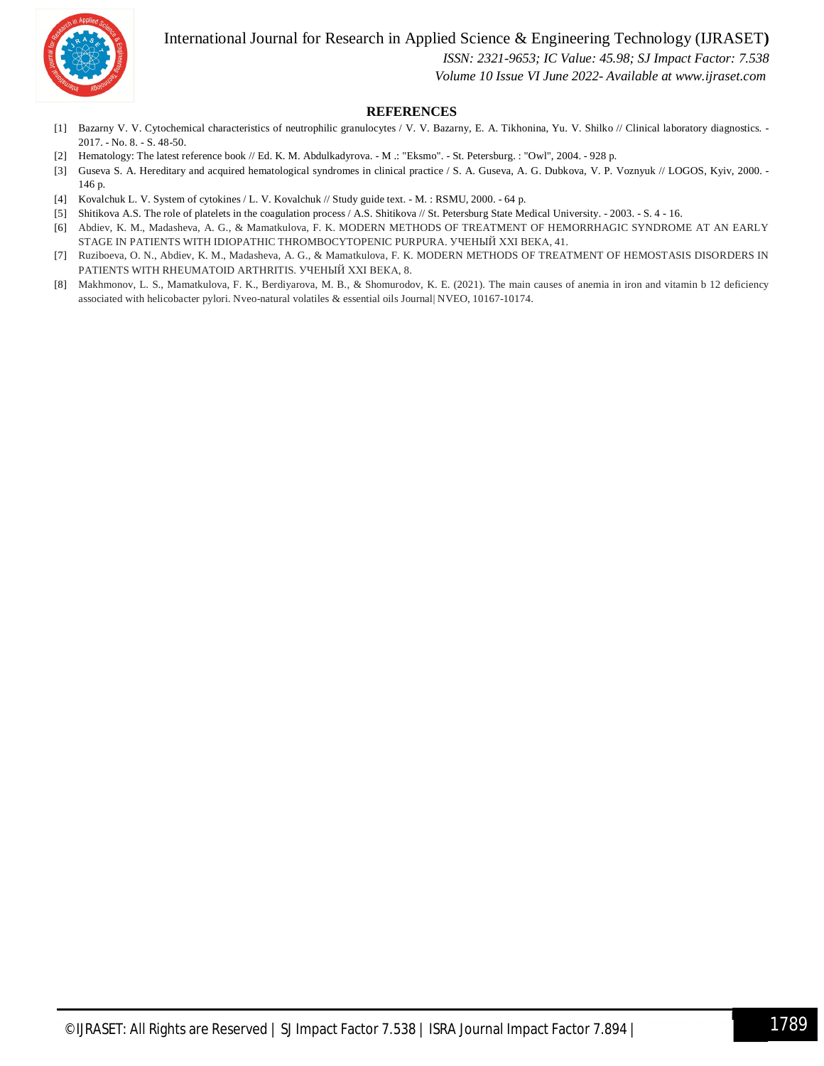## REFERENCES

[1] Bazarny V. V. Cytochemical characteristics of neutrophilic granulocytes / V. V. Bazarny, E. A. Tikhonina, Yu. V. Shilko // Clinical laboratory diagnostics. - 2017. - No. 8. - S. 48-50.

[2] Hematology: The latest reference book // Ed. K. M. Abdulkadyrova. - M .: "Eksmo". - St. Petersburg. : "Owl", 2004. - 928 p.

[3] Guseva S. A. Hereditary and acquired hematological syndromes in clinical practice / S. A. Guseva, A. G. Dubkova, V. P. Voznyuk // LOGOS, Kyiv, 2000. - 146 p.

[4] Kovalchuk L. V. System of cytokines / L. V. Kovalchuk // Study guide text. - M. : RSMU, 2000. - 64 p.

[5] Shitikova A.S. The role of platelets in the coagulation process / A.S. Shitikova // St. Petersburg State Medical University. - 2003. - S. 4 - 16.

[6] Abdiev, K. M., Madasheva, A. G., & Mamatkulova, F. K. MODERN METHODS OF TREATMENT OF HEMORRHAGIC SYNDROME AT AN EARLY STAGE IN PATIENTS WITH IDIOPATHIC THROMBOCYTOPENIC PURPURA. УЧЕНЫЙ XXI ВЕКА, 41.

[7] Ruziboeva, O. N., Abdiev, K. M., Madasheva, A. G., & Mamatkulova, F. K. MODERN METHODS OF TREATMENT OF HEMOSTASIS DISORDERS IN PATIENTS WITH RHEUMATOID ARTHRITIS. УЧЕНЫЙ XXI ВЕКА, 8.

[8] Makhmonov, L. S., Mamatkulova, F. K., Berdiyarova, M. B., & Shomurodov, K. E. (2021). The main causes of anemia in iron and vitamin b 12 deficiency associated with helicobacter pylori. Nveo-natural volatiles & essential oils Journal| NVEO, 10167-10174.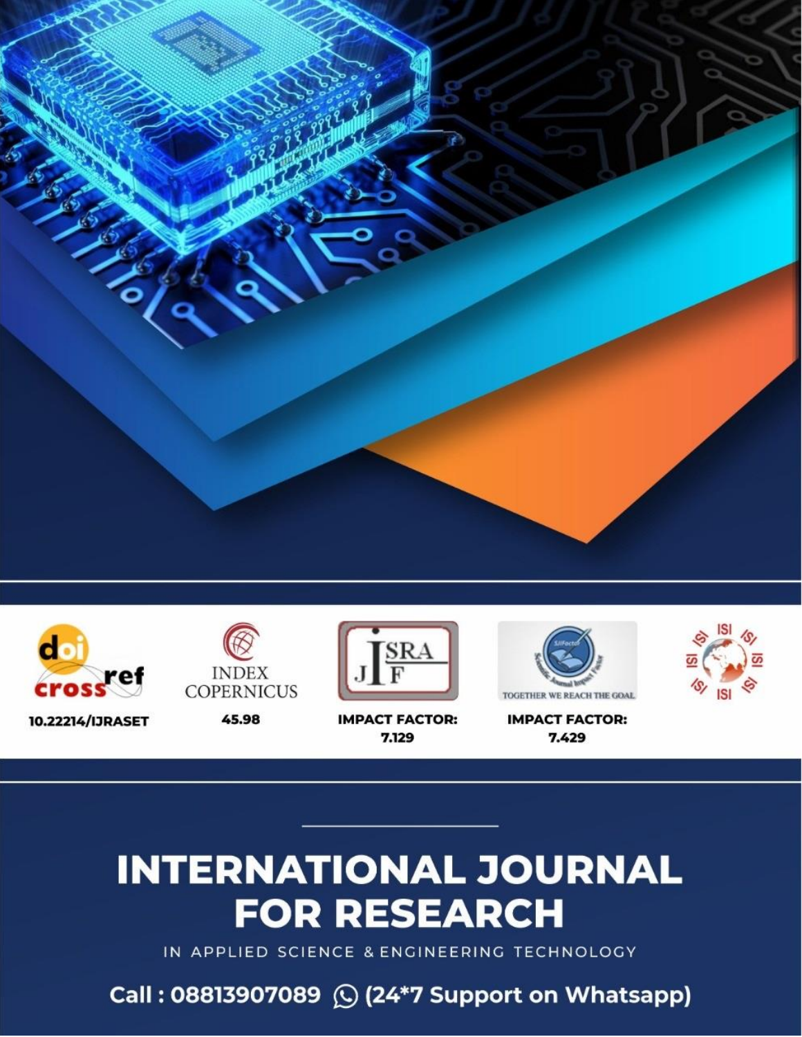10.22214/IJRASET

INDEX COPERNICUS

45.98

IMPACT FACTOR: 7.129

IMPACT FACTOR: 7.429

# INTERNATIONAL JOURNAL FOR RESEARCH

IN APPLIED SCIENCE & ENGINEERING TECHNOLOGY

Call : 08813907089 (24*7 Support on Whatsapp)